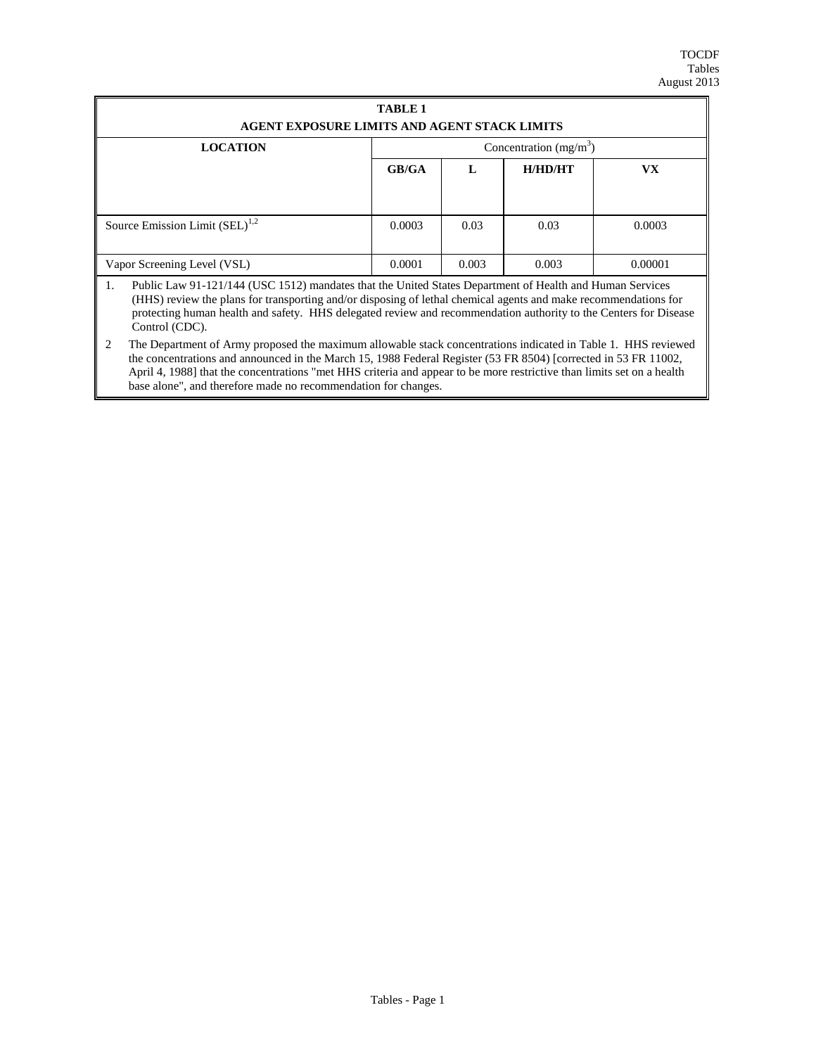| **TABLE 1** | | | | |
|---|---|---|---|---|
| **AGENT EXPOSURE LIMITS AND AGENT STACK LIMITS** | | | | |
| **LOCATION** | Concentration ($mg/m^3$) | | | |
| | **GB/GA** | **L** | **H/HD/HT** | **VX** |
| Source Emission Limit (SEL)[1,2] | 0.0003 | 0.03 | 0.03 | 0.0003 |
| Vapor Screening Level (VSL) | 0.0001 | 0.003 | 0.003 | 0.00001 |

1. Public Law 91-121/144 (USC 1512) mandates that the United States Department of Health and Human Services (HHS) review the plans for transporting and/or disposing of lethal chemical agents and make recommendations for protecting human health and safety. HHS delegated review and recommendation authority to the Centers for Disease Control (CDC).

2 The Department of Army proposed the maximum allowable stack concentrations indicated in Table 1. HHS reviewed the concentrations and announced in the March 15, 1988 Federal Register (53 FR 8504) [corrected in 53 FR 11002, April 4, 1988] that the concentrations "met HHS criteria and appear to be more restrictive than limits set on a health base alone", and therefore made no recommendation for changes.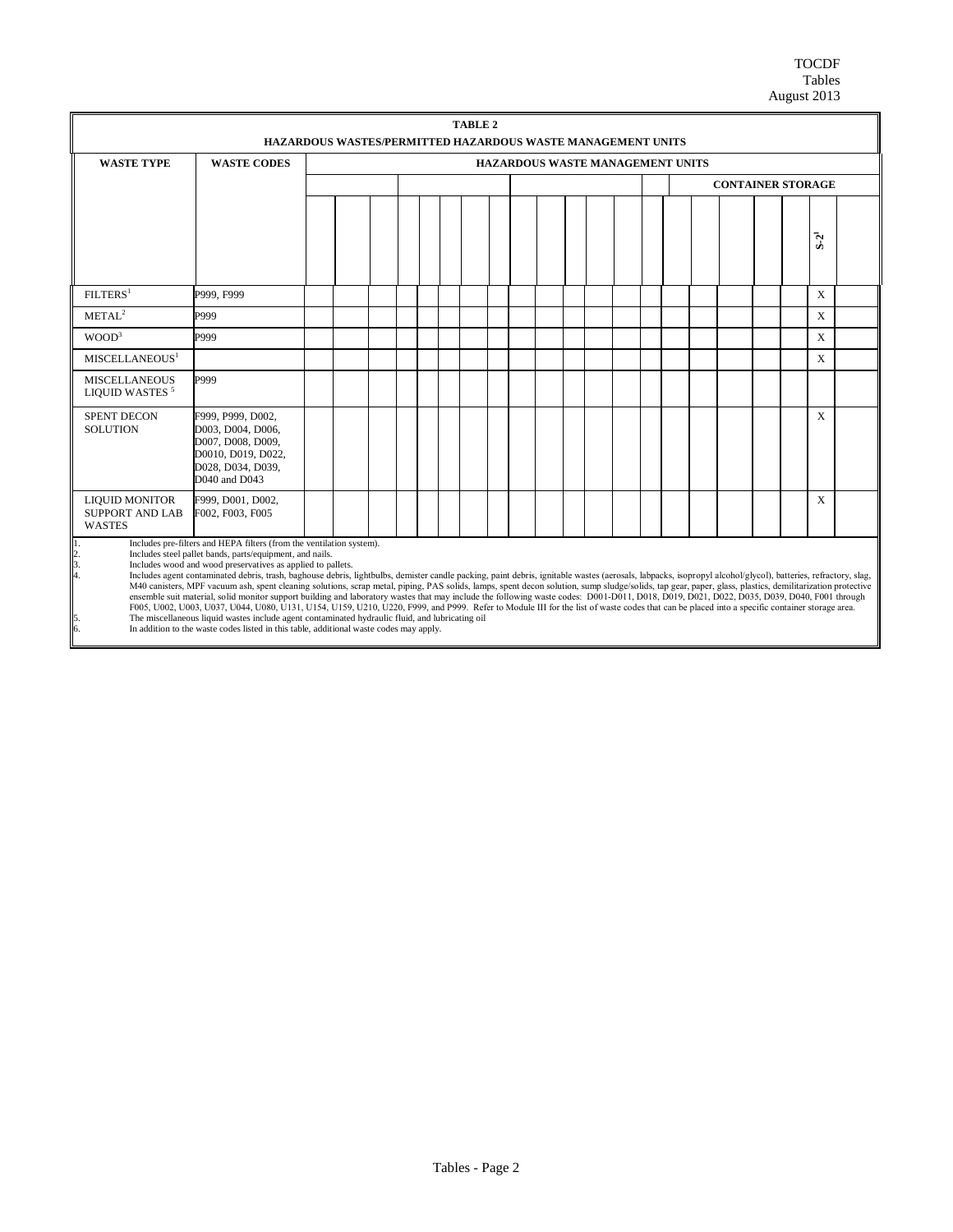**TABLE 2**
**HAZARDOUS WASTES/PERMITTED HAZARDOUS WASTE MANAGEMENT UNITS**

| WASTE TYPE | WASTE CODES | HAZARDOUS WASTE MANAGEMENT UNITS | | | | | | | | | | | | | | | | | | | | |
|---|---|---|---|---|---|---|---|---|---|---|---|---|---|---|---|---|---|---|---|---|---|---|
| | | | | | | | | | | | | | | | | CONTAINER STORAGE | | | | | | |
| | | | | | | | | | | | | | | | | | | | | | S-2[1] | |
| FILTERS[1] | P999, F999 | | | | | | | | | | | | | | | | | | | | X | |
| METAL[2] | P999 | | | | | | | | | | | | | | | | | | | | X | |
| WOOD[3] | P999 | | | | | | | | | | | | | | | | | | | | X | |
| MISCELLANEOUS[1] | | | | | | | | | | | | | | | | | | | | | X | |
| MISCELLANEOUS LIQUID WASTES [5] | P999 | | | | | | | | | | | | | | | | | | | | | |
| SPENT DECON SOLUTION | F999, P999, D002, D003, D004, D006, D007, D008, D009, D0010, D019, D022, D028, D034, D039, D040 and D043 | | | | | | | | | | | | | | | | | | | | X | |
| LIQUID MONITOR SUPPORT AND LAB WASTES | F999, D001, D002, F002, F003, F005 | | | | | | | | | | | | | | | | | | | | X | |

1. Includes pre-filters and HEPA filters (from the ventilation system).
2. Includes steel pallet bands, parts/equipment, and nails.
3. Includes wood and wood preservatives as applied to pallets.
4. Includes agent contaminated debris, trash, baghouse debris, lightbulbs, demister candle packing, paint debris, ignitable wastes (aerosals, labpacks, isopropyl alcohol/glycol), batteries, refractory, slag, M40 canisters, MPF vacuum ash, spent cleaning solutions, scrap metal, piping, PAS solids, lamps, spent decon solution, sump sludge/solids, tap gear, paper, glass, plastics, demilitarization protective ensemble suit material, solid monitor support building and laboratory wastes that may include the following waste codes: D001-D011, D018, D019, D021, D022, D035, D039, D040, F001 through F005, U002, U003, U037, U044, U080, U131, U154, U159, U210, U220, F999, and P999. Refer to Module III for the list of waste codes that can be placed into a specific container storage area.
5. The miscellaneous liquid wastes include agent contaminated hydraulic fluid, and lubricating oil
6. In addition to the waste codes listed in this table, additional waste codes may apply.